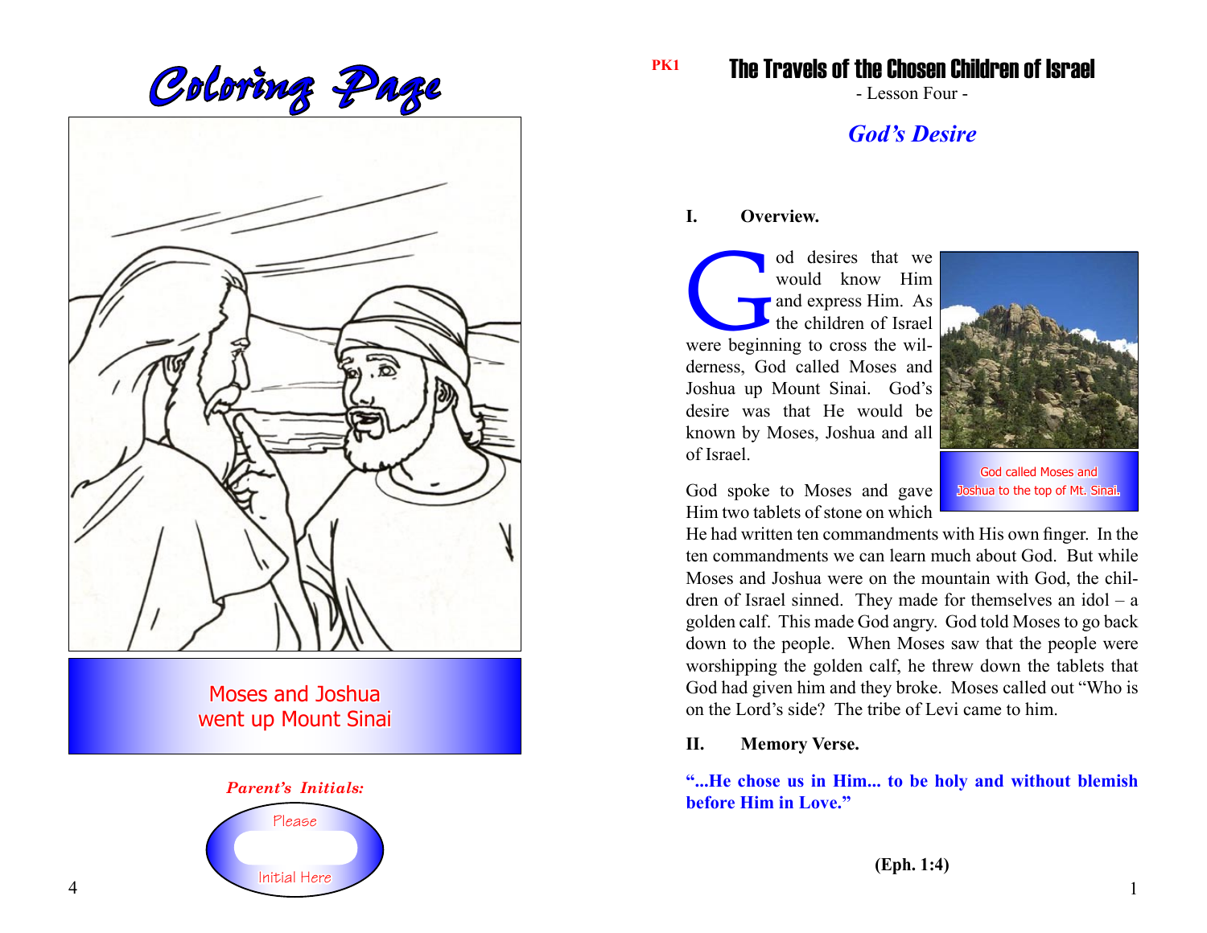# Coloring Page

Moses and Joshua went up Mount Sinai

*Parent's Initials:*

Please

Initial Here

PK1

# The Travels of the Chosen Children of Israel

- Lesson Four -

## *God's Desire*

**I. Overview.**

God desires that we would know Him and express Him. As the children of Israel were beginning to cross the wilderness, God called Moses and Joshua up Mount Sinai. God's desire was that He would be known by Moses, Joshua and all of Israel.

God called Moses and Joshua to the top of Mt. Sinai.

God spoke to Moses and gave Him two tablets of stone on which He had written ten commandments with His own finger. In the ten commandments we can learn much about God. But while Moses and Joshua were on the mountain with God, the children of Israel sinned. They made for themselves an idol – a golden calf. This made God angry. God told Moses to go back down to the people. When Moses saw that the people were worshipping the golden calf, he threw down the tablets that God had given him and they broke. Moses called out "Who is on the Lord's side? The tribe of Levi came to him.

**II. Memory Verse.**

**"...He chose us in Him... to be holy and without blemish before Him in Love."**

**(Eph. 1:4)**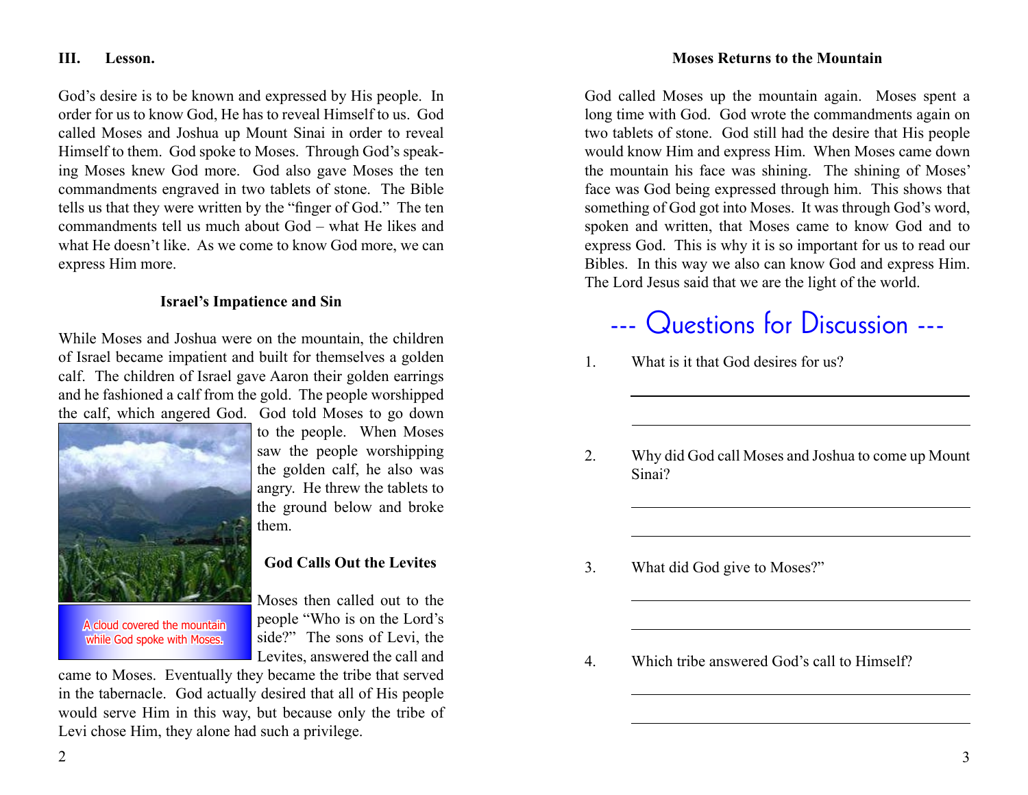## III. Lesson.

God's desire is to be known and expressed by His people. In order for us to know God, He has to reveal Himself to us. God called Moses and Joshua up Mount Sinai in order to reveal Himself to them. God spoke to Moses. Through God's speaking Moses knew God more. God also gave Moses the ten commandments engraved in two tablets of stone. The Bible tells us that they were written by the "finger of God." The ten commandments tell us much about God – what He likes and what He doesn't like. As we come to know God more, we can express Him more.

### Israel's Impatience and Sin

While Moses and Joshua were on the mountain, the children of Israel became impatient and built for themselves a golden calf. The children of Israel gave Aaron their golden earrings and he fashioned a calf from the gold. The people worshipped the calf, which angered God. God told Moses to go down to the people. When Moses saw the people worshipping the golden calf, he also was angry. He threw the tablets to the ground below and broke them.

A cloud covered the mountain while God spoke with Moses.

### God Calls Out the Levites

Moses then called out to the people "Who is on the Lord's side?" The sons of Levi, the Levites, answered the call and came to Moses. Eventually they became the tribe that served in the tabernacle. God actually desired that all of His people would serve Him in this way, but because only the tribe of Levi chose Him, they alone had such a privilege.

### Moses Returns to the Mountain

God called Moses up the mountain again. Moses spent a long time with God. God wrote the commandments again on two tablets of stone. God still had the desire that His people would know Him and express Him. When Moses came down the mountain his face was shining. The shining of Moses' face was God being expressed through him. This shows that something of God got into Moses. It was through God's word, spoken and written, that Moses came to know God and to express God. This is why it is so important for us to read our Bibles. In this way we also can know God and express Him. The Lord Jesus said that we are the light of the world.

## --- Questions for Discussion ---

1. What is it that God desires for us?

______________________________

______________________________

2. Why did God call Moses and Joshua to come up Mount Sinai?

______________________________

______________________________

3. What did God give to Moses?"

______________________________

______________________________

4. Which tribe answered God's call to Himself?

______________________________

______________________________